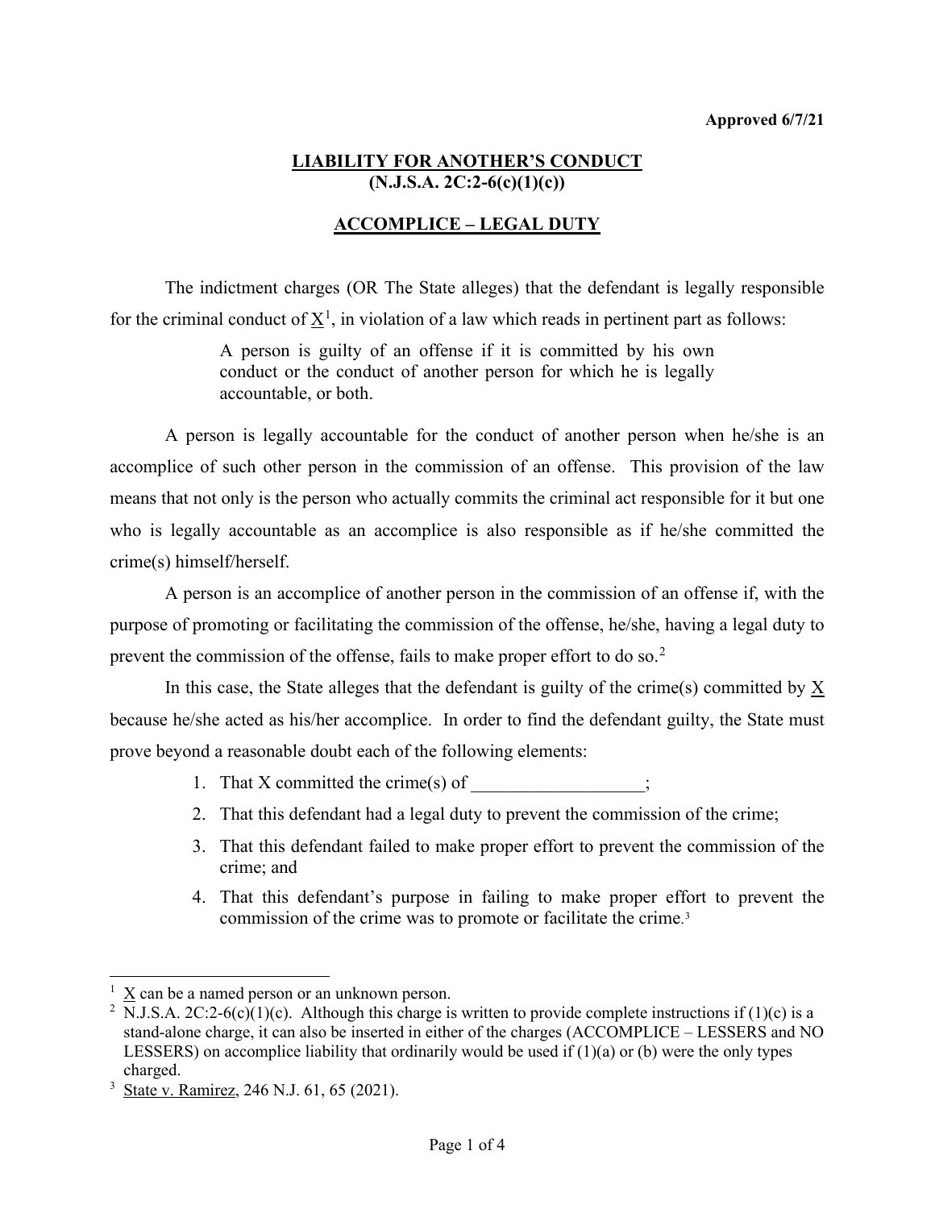**Approved 6/7/21**

# LIABILITY FOR ANOTHER'S CONDUCT (N.J.S.A. 2C:2-6(c)(1)(c))

## ACCOMPLICE – LEGAL DUTY

The indictment charges (OR The State alleges) that the defendant is legally responsible for the criminal conduct of X[1], in violation of a law which reads in pertinent part as follows:

> A person is guilty of an offense if it is committed by his own conduct or the conduct of another person for which he is legally accountable, or both.

A person is legally accountable for the conduct of another person when he/she is an accomplice of such other person in the commission of an offense. This provision of the law means that not only is the person who actually commits the criminal act responsible for it but one who is legally accountable as an accomplice is also responsible as if he/she committed the crime(s) himself/herself.

A person is an accomplice of another person in the commission of an offense if, with the purpose of promoting or facilitating the commission of the offense, he/she, having a legal duty to prevent the commission of the offense, fails to make proper effort to do so.[2]

In this case, the State alleges that the defendant is guilty of the crime(s) committed by X because he/she acted as his/her accomplice. In order to find the defendant guilty, the State must prove beyond a reasonable doubt each of the following elements:

1. That X committed the crime(s) of ___________________;
2. That this defendant had a legal duty to prevent the commission of the crime;
3. That this defendant failed to make proper effort to prevent the commission of the crime; and
4. That this defendant's purpose in failing to make proper effort to prevent the commission of the crime was to promote or facilitate the crime.[3]

---

[1] X can be a named person or an unknown person.

[2] N.J.S.A. 2C:2-6(c)(1)(c). Although this charge is written to provide complete instructions if (1)(c) is a stand-alone charge, it can also be inserted in either of the charges (ACCOMPLICE – LESSERS and NO LESSERS) on accomplice liability that ordinarily would be used if (1)(a) or (b) were the only types charged.

[3] State v. Ramirez, 246 N.J. 61, 65 (2021).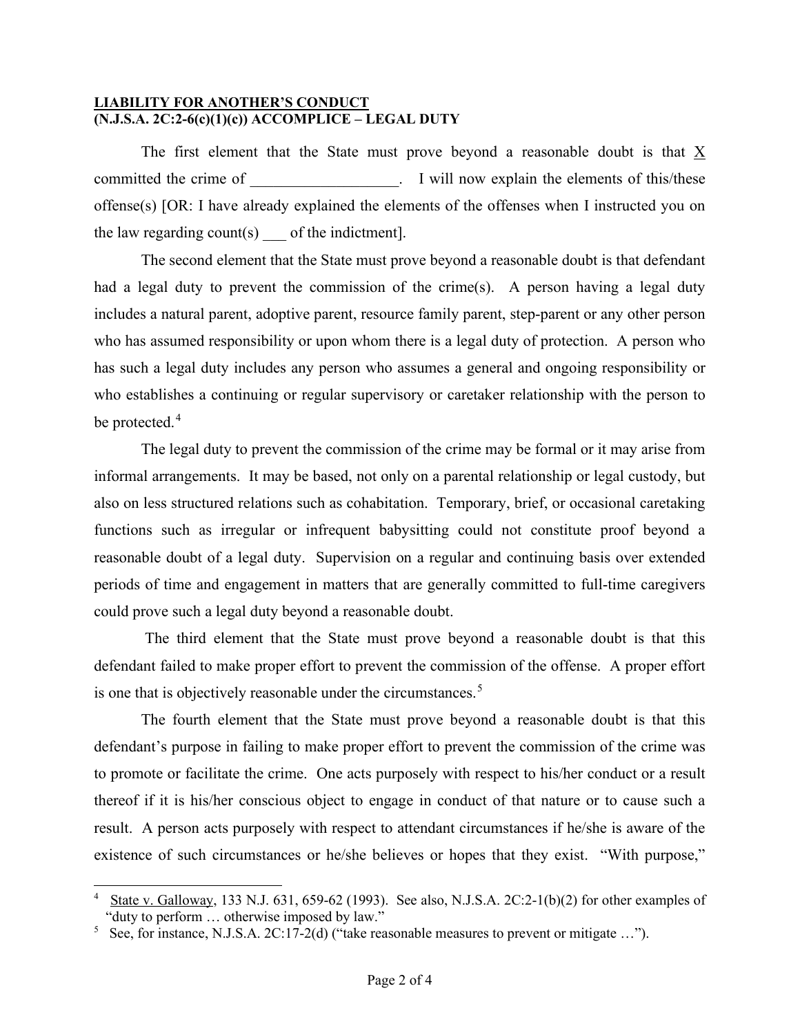**LIABILITY FOR ANOTHER'S CONDUCT**
**(N.J.S.A. 2C:2-6(c)(1)(c)) ACCOMPLICE – LEGAL DUTY**

The first element that the State must prove beyond a reasonable doubt is that X committed the crime of ___________________. I will now explain the elements of this/these offense(s) [OR: I have already explained the elements of the offenses when I instructed you on the law regarding count(s) ___ of the indictment].

The second element that the State must prove beyond a reasonable doubt is that defendant had a legal duty to prevent the commission of the crime(s). A person having a legal duty includes a natural parent, adoptive parent, resource family parent, step-parent or any other person who has assumed responsibility or upon whom there is a legal duty of protection. A person who has such a legal duty includes any person who assumes a general and ongoing responsibility or who establishes a continuing or regular supervisory or caretaker relationship with the person to be protected.[4]

The legal duty to prevent the commission of the crime may be formal or it may arise from informal arrangements. It may be based, not only on a parental relationship or legal custody, but also on less structured relations such as cohabitation. Temporary, brief, or occasional caretaking functions such as irregular or infrequent babysitting could not constitute proof beyond a reasonable doubt of a legal duty. Supervision on a regular and continuing basis over extended periods of time and engagement in matters that are generally committed to full-time caregivers could prove such a legal duty beyond a reasonable doubt.

The third element that the State must prove beyond a reasonable doubt is that this defendant failed to make proper effort to prevent the commission of the offense. A proper effort is one that is objectively reasonable under the circumstances.[5]

The fourth element that the State must prove beyond a reasonable doubt is that this defendant's purpose in failing to make proper effort to prevent the commission of the crime was to promote or facilitate the crime. One acts purposely with respect to his/her conduct or a result thereof if it is his/her conscious object to engage in conduct of that nature or to cause such a result. A person acts purposely with respect to attendant circumstances if he/she is aware of the existence of such circumstances or he/she believes or hopes that they exist. "With purpose,"

---

[4] State v. Galloway, 133 N.J. 631, 659-62 (1993). See also, N.J.S.A. 2C:2-1(b)(2) for other examples of "duty to perform … otherwise imposed by law."

[5] See, for instance, N.J.S.A. 2C:17-2(d) ("take reasonable measures to prevent or mitigate …").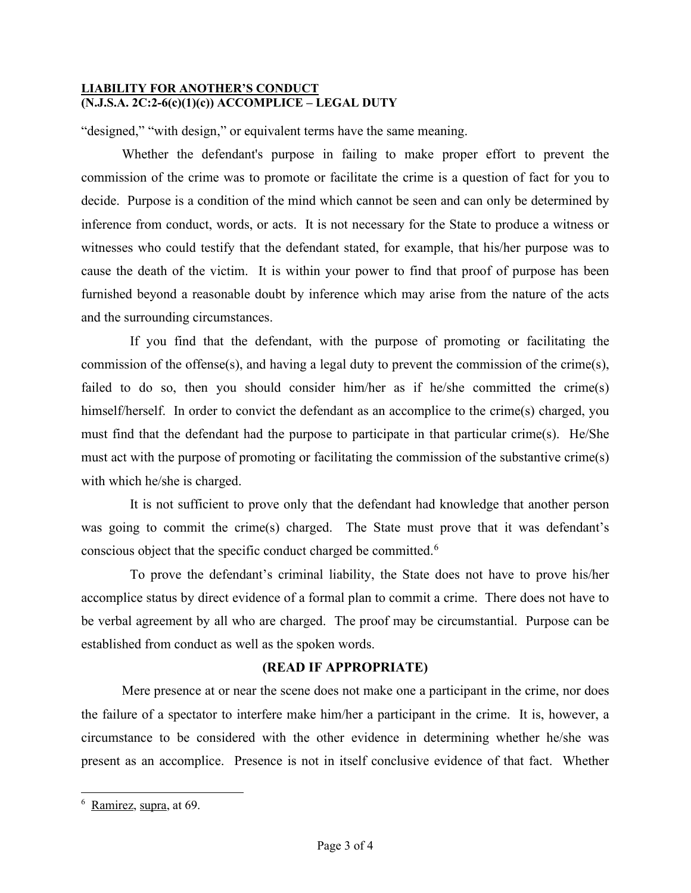"designed," "with design," or equivalent terms have the same meaning.

Whether the defendant's purpose in failing to make proper effort to prevent the commission of the crime was to promote or facilitate the crime is a question of fact for you to decide. Purpose is a condition of the mind which cannot be seen and can only be determined by inference from conduct, words, or acts. It is not necessary for the State to produce a witness or witnesses who could testify that the defendant stated, for example, that his/her purpose was to cause the death of the victim. It is within your power to find that proof of purpose has been furnished beyond a reasonable doubt by inference which may arise from the nature of the acts and the surrounding circumstances.

If you find that the defendant, with the purpose of promoting or facilitating the commission of the offense(s), and having a legal duty to prevent the commission of the crime(s), failed to do so, then you should consider him/her as if he/she committed the crime(s) himself/herself. In order to convict the defendant as an accomplice to the crime(s) charged, you must find that the defendant had the purpose to participate in that particular crime(s). He/She must act with the purpose of promoting or facilitating the commission of the substantive crime(s) with which he/she is charged.

It is not sufficient to prove only that the defendant had knowledge that another person was going to commit the crime(s) charged. The State must prove that it was defendant's conscious object that the specific conduct charged be committed.[6]

To prove the defendant's criminal liability, the State does not have to prove his/her accomplice status by direct evidence of a formal plan to commit a crime. There does not have to be verbal agreement by all who are charged. The proof may be circumstantial. Purpose can be established from conduct as well as the spoken words.

**(READ IF APPROPRIATE)**

Mere presence at or near the scene does not make one a participant in the crime, nor does the failure of a spectator to interfere make him/her a participant in the crime. It is, however, a circumstance to be considered with the other evidence in determining whether he/she was present as an accomplice. Presence is not in itself conclusive evidence of that fact. Whether

---

[6] Ramirez, supra, at 69.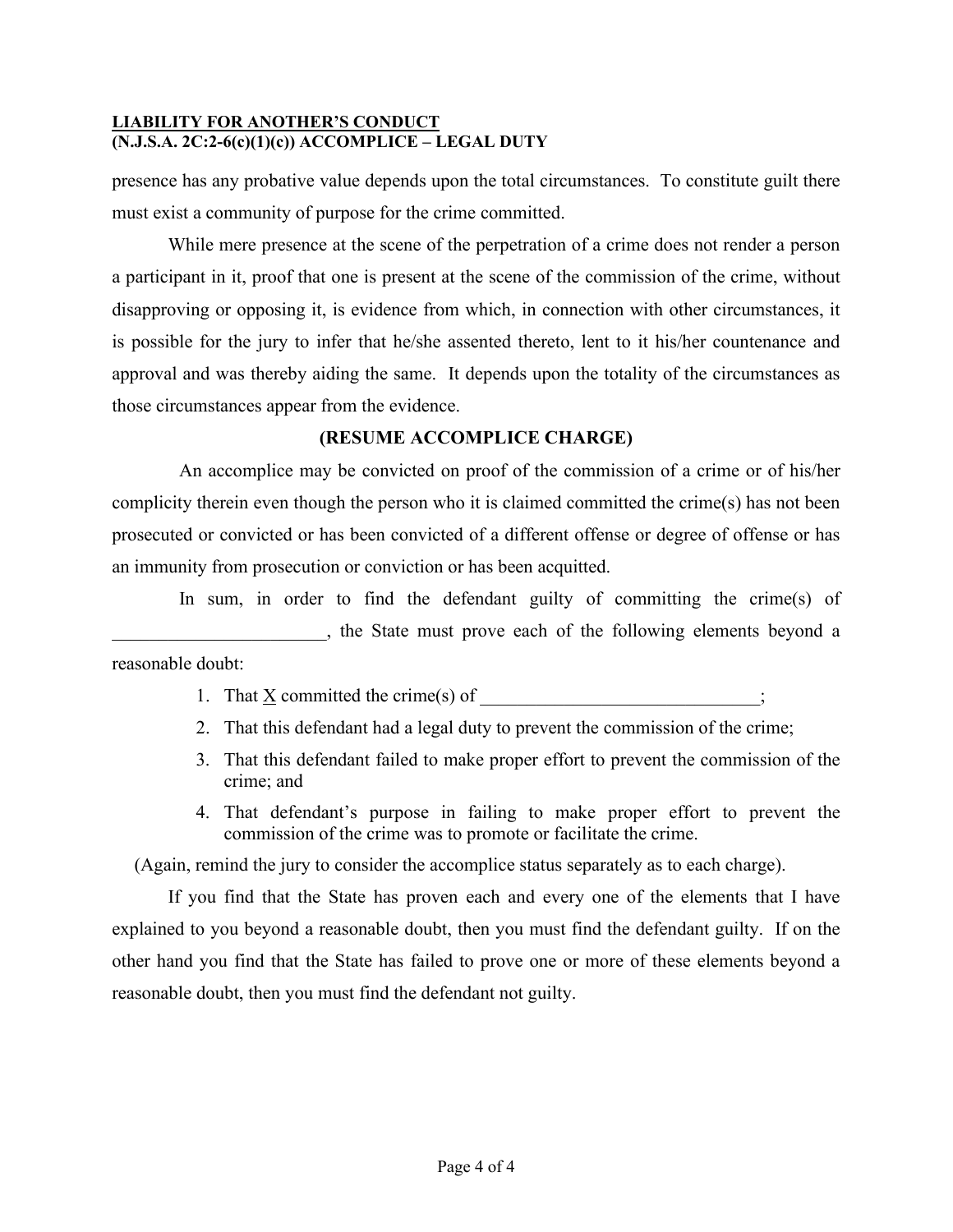presence has any probative value depends upon the total circumstances. To constitute guilt there must exist a community of purpose for the crime committed.

While mere presence at the scene of the perpetration of a crime does not render a person a participant in it, proof that one is present at the scene of the commission of the crime, without disapproving or opposing it, is evidence from which, in connection with other circumstances, it is possible for the jury to infer that he/she assented thereto, lent to it his/her countenance and approval and was thereby aiding the same. It depends upon the totality of the circumstances as those circumstances appear from the evidence.

**(RESUME ACCOMPLICE CHARGE)**

An accomplice may be convicted on proof of the commission of a crime or of his/her complicity therein even though the person who it is claimed committed the crime(s) has not been prosecuted or convicted or has been convicted of a different offense or degree of offense or has an immunity from prosecution or conviction or has been acquitted.

In sum, in order to find the defendant guilty of committing the crime(s) of _______________________, the State must prove each of the following elements beyond a reasonable doubt:

1. That X committed the crime(s) of ______________________________;
2. That this defendant had a legal duty to prevent the commission of the crime;
3. That this defendant failed to make proper effort to prevent the commission of the crime; and
4. That defendant's purpose in failing to make proper effort to prevent the commission of the crime was to promote or facilitate the crime.

(Again, remind the jury to consider the accomplice status separately as to each charge).

If you find that the State has proven each and every one of the elements that I have explained to you beyond a reasonable doubt, then you must find the defendant guilty. If on the other hand you find that the State has failed to prove one or more of these elements beyond a reasonable doubt, then you must find the defendant not guilty.